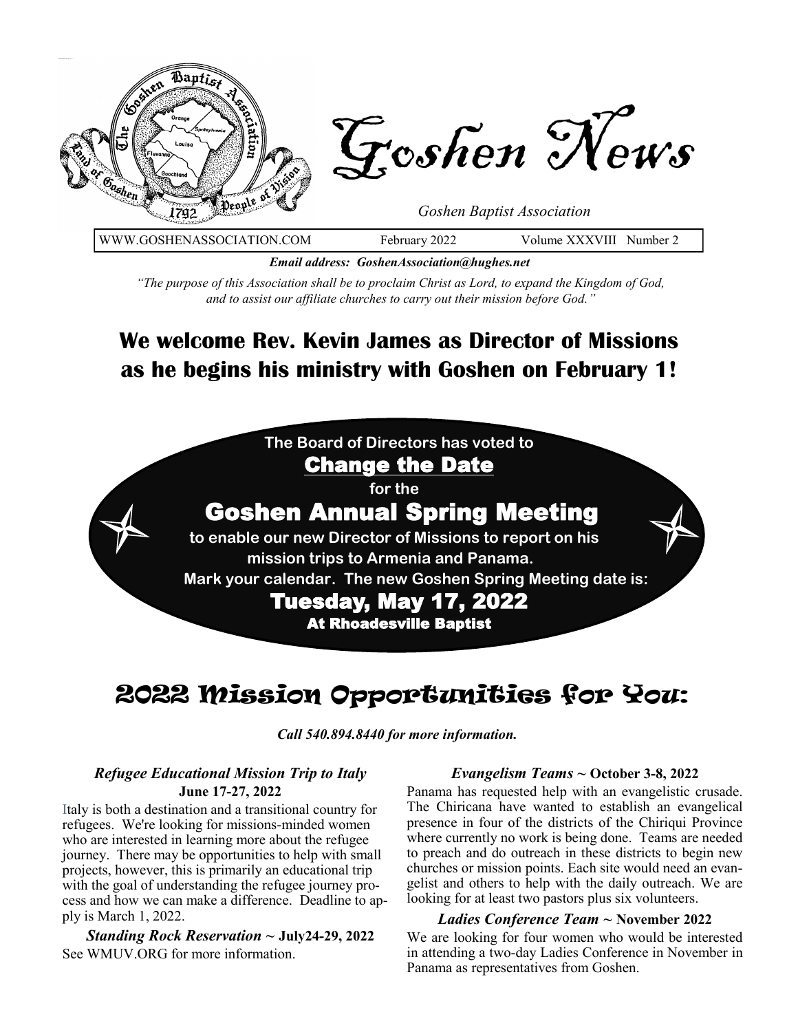# Goshen News

*Goshen Baptist Association*

WWW.GOSHENASSOCIATION.COM February 2022 Volume XXXVIII Number 2

***Email address: GoshenAssociation@hughes.net***

*"The purpose of this Association shall be to proclaim Christ as Lord, to expand the Kingdom of God, and to assist our affiliate churches to carry out their mission before God."*

## We welcome Rev. Kevin James as Director of Missions as he begins his ministry with Goshen on February 1!

**The Board of Directors has voted to**

**Change the Date**

**for the**

**Goshen Annual Spring Meeting**

**to enable our new Director of Missions to report on his mission trips to Armenia and Panama.**

**Mark your calendar. The new Goshen Spring Meeting date is:**

**Tuesday, May 17, 2022**

**At Rhoadesville Baptist**

## 2022 Mission Opportunities for You:

***Call 540.894.8440 for more information.***

### *Refugee Educational Mission Trip to Italy* June 17-27, 2022

Italy is both a destination and a transitional country for refugees. We're looking for missions-minded women who are interested in learning more about the refugee journey. There may be opportunities to help with small projects, however, this is primarily an educational trip with the goal of understanding the refugee journey process and how we can make a difference. Deadline to apply is March 1, 2022.

### *Standing Rock Reservation* ~ July24-29, 2022

See WMUV.ORG for more information.

### *Evangelism Teams* ~ October 3-8, 2022

Panama has requested help with an evangelistic crusade. The Chiricana have wanted to establish an evangelical presence in four of the districts of the Chiriqui Province where currently no work is being done. Teams are needed to preach and do outreach in these districts to begin new churches or mission points. Each site would need an evangelist and others to help with the daily outreach. We are looking for at least two pastors plus six volunteers.

### *Ladies Conference Team* ~ November 2022

We are looking for four women who would be interested in attending a two-day Ladies Conference in November in Panama as representatives from Goshen.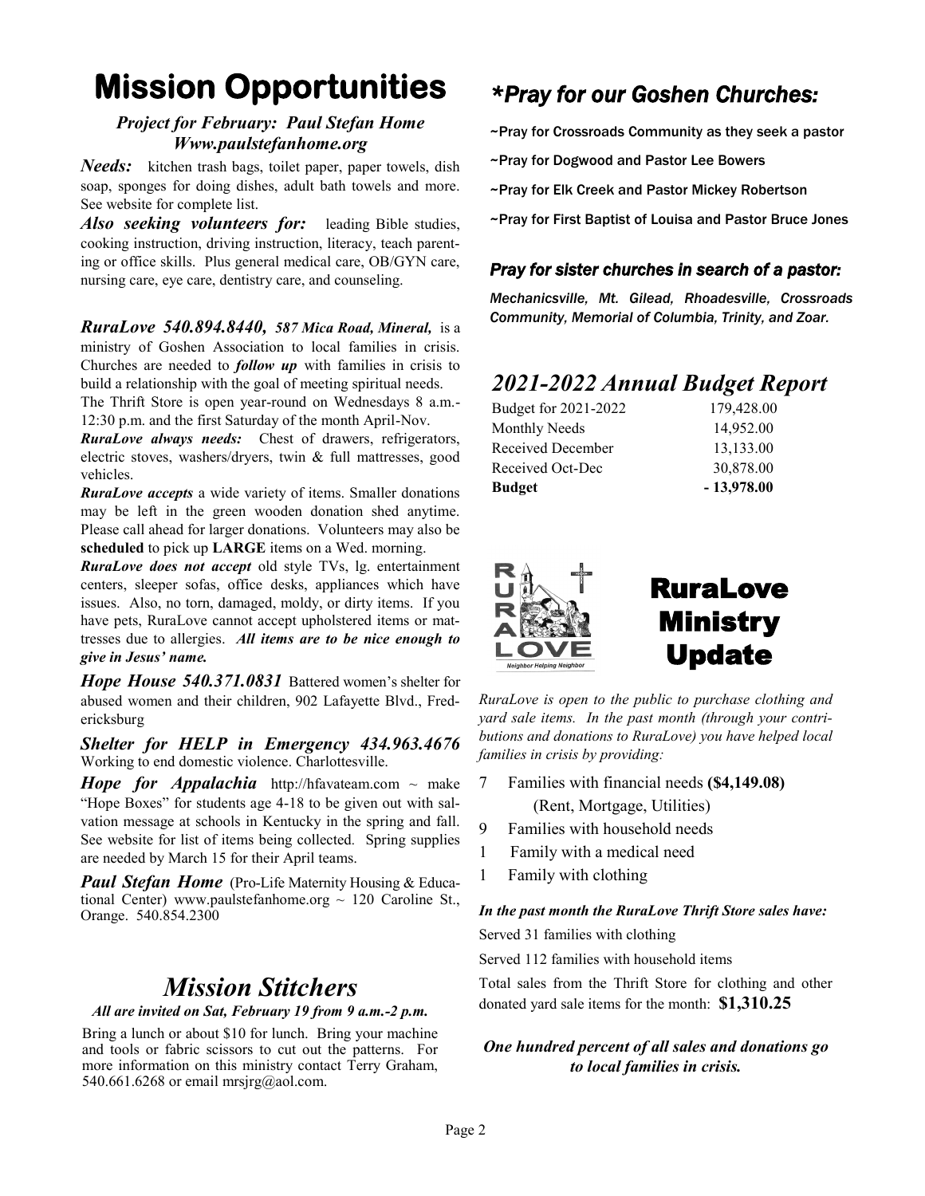# Mission Opportunities

***Project for February: Paul Stefan Home***
***Www.paulstefanhome.org***

***Needs:*** kitchen trash bags, toilet paper, paper towels, dish soap, sponges for doing dishes, adult bath towels and more. See website for complete list.

***Also seeking volunteers for:*** leading Bible studies, cooking instruction, driving instruction, literacy, teach parenting or office skills. Plus general medical care, OB/GYN care, nursing care, eye care, dentistry care, and counseling.

***RuraLove 540.894.8440, 587 Mica Road, Mineral,*** is a ministry of Goshen Association to local families in crisis. Churches are needed to ***follow up*** with families in crisis to build a relationship with the goal of meeting spiritual needs.

The Thrift Store is open year-round on Wednesdays 8 a.m.-12:30 p.m. and the first Saturday of the month April-Nov.

***RuraLove always needs:*** Chest of drawers, refrigerators, electric stoves, washers/dryers, twin & full mattresses, good vehicles.

***RuraLove accepts*** a wide variety of items. Smaller donations may be left in the green wooden donation shed anytime. Please call ahead for larger donations. Volunteers may also be **scheduled** to pick up **LARGE** items on a Wed. morning.

***RuraLove does not accept*** old style TVs, lg. entertainment centers, sleeper sofas, office desks, appliances which have issues. Also, no torn, damaged, moldy, or dirty items. If you have pets, RuraLove cannot accept upholstered items or mattresses due to allergies. ***All items are to be nice enough to give in Jesus' name.***

***Hope House 540.371.0831*** Battered women's shelter for abused women and their children, 902 Lafayette Blvd., Fredericksburg

***Shelter for HELP in Emergency 434.963.4676*** Working to end domestic violence. Charlottesville.

***Hope for Appalachia*** http://hfavateam.com ~ make "Hope Boxes" for students age 4-18 to be given out with salvation message at schools in Kentucky in the spring and fall. See website for list of items being collected. Spring supplies are needed by March 15 for their April teams.

***Paul Stefan Home*** (Pro-Life Maternity Housing & Educational Center) www.paulstefanhome.org ~ 120 Caroline St., Orange. 540.854.2300

## *Mission Stitchers*

***All are invited on Sat, February 19 from 9 a.m.-2 p.m.***

Bring a lunch or about $10 for lunch. Bring your machine and tools or fabric scissors to cut out the patterns. For more information on this ministry contact Terry Graham, 540.661.6268 or email mrsjrg@aol.com.

## *\*Pray for our Goshen Churches:*

~Pray for Crossroads Community as they seek a pastor

~Pray for Dogwood and Pastor Lee Bowers

~Pray for Elk Creek and Pastor Mickey Robertson

~Pray for First Baptist of Louisa and Pastor Bruce Jones

### *Pray for sister churches in search of a pastor:*

*Mechanicsville, Mt. Gilead, Rhoadesville, Crossroads Community, Memorial of Columbia, Trinity, and Zoar.*

## *2021-2022 Annual Budget Report*

| | |
|---|---|
| Budget for 2021-2022 | 179,428.00 |
| Monthly Needs | 14,952.00 |
| Received December | 13,133.00 |
| Received Oct-Dec | 30,878.00 |
| **Budget** | **- 13,978.00** |

## RuraLove Ministry Update

*RuraLove is open to the public to purchase clothing and yard sale items. In the past month (through your contributions and donations to RuraLove) you have helped local families in crisis by providing:*

- 7 Families with financial needs **($4,149.08)** (Rent, Mortgage, Utilities)
- 9 Families with household needs
- 1 Family with a medical need
- 1 Family with clothing

***In the past month the RuraLove Thrift Store sales have:***

Served 31 families with clothing

Served 112 families with household items

Total sales from the Thrift Store for clothing and other donated yard sale items for the month: **$1,310.25**

***One hundred percent of all sales and donations go to local families in crisis.***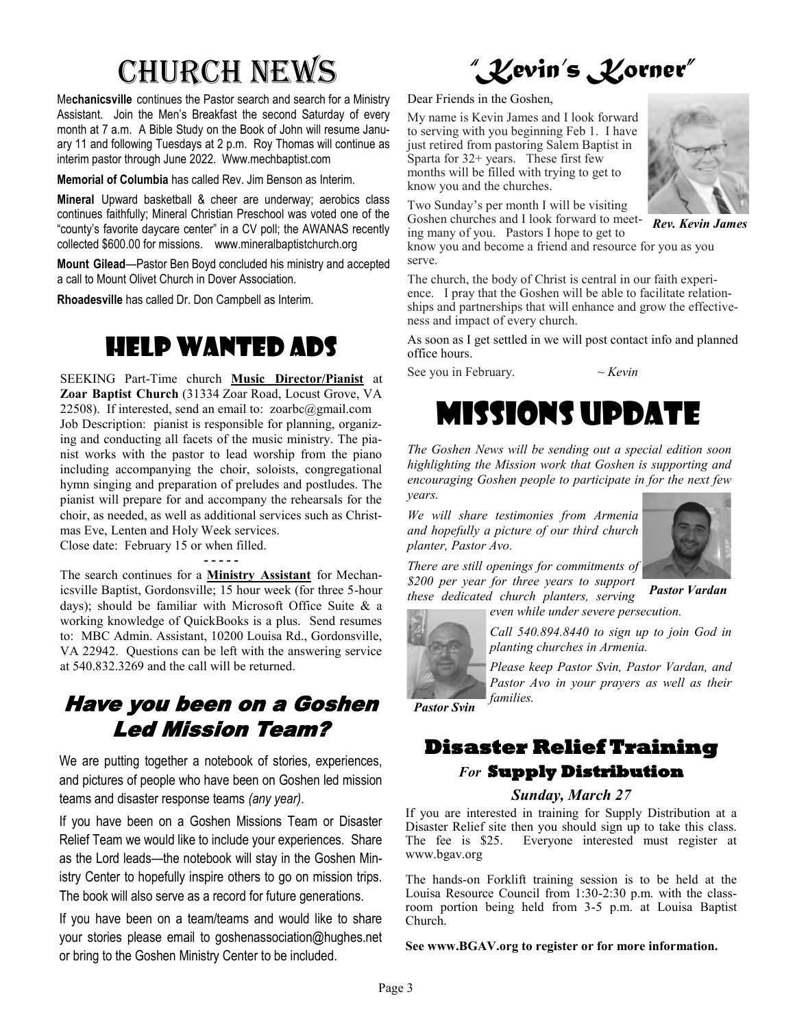# Church News

**Mechanicsville** continues the Pastor search and search for a Ministry Assistant. Join the Men's Breakfast the second Saturday of every month at 7 a.m. A Bible Study on the Book of John will resume January 11 and following Tuesdays at 2 p.m. Roy Thomas will continue as interim pastor through June 2022. Www.mechbaptist.com

**Memorial of Columbia** has called Rev. Jim Benson as Interim.

**Mineral** Upward basketball & cheer are underway; aerobics class continues faithfully; Mineral Christian Preschool was voted one of the "county's favorite daycare center" in a CV poll; the AWANAS recently collected $600.00 for missions. www.mineralbaptistchurch.org

**Mount Gilead**—Pastor Ben Boyd concluded his ministry and accepted a call to Mount Olivet Church in Dover Association.

**Rhoadesville** has called Dr. Don Campbell as Interim.

# Help Wanted Ads

SEEKING Part-Time church **Music Director/Pianist** at **Zoar Baptist Church** (31334 Zoar Road, Locust Grove, VA 22508). If interested, send an email to: zoarbc@gmail.com
Job Description: pianist is responsible for planning, organizing and conducting all facets of the music ministry. The pianist works with the pastor to lead worship from the piano including accompanying the choir, soloists, congregational hymn singing and preparation of preludes and postludes. The pianist will prepare for and accompany the rehearsals for the choir, as needed, as well as additional services such as Christmas Eve, Lenten and Holy Week services.
Close date: February 15 or when filled.

- - - - -

The search continues for a **Ministry Assistant** for Mechanicsville Baptist, Gordonsville; 15 hour week (for three 5-hour days); should be familiar with Microsoft Office Suite & a working knowledge of QuickBooks is a plus. Send resumes to: MBC Admin. Assistant, 10200 Louisa Rd., Gordonsville, VA 22942. Questions can be left with the answering service at 540.832.3269 and the call will be returned.

## *Have you been on a Goshen Led Mission Team?*

We are putting together a notebook of stories, experiences, and pictures of people who have been on Goshen led mission teams and disaster response teams *(any year)*.

If you have been on a Goshen Missions Team or Disaster Relief Team we would like to include your experiences. Share as the Lord leads—the notebook will stay in the Goshen Ministry Center to hopefully inspire others to go on mission trips. The book will also serve as a record for future generations.

If you have been on a team/teams and would like to share your stories please email to goshenassociation@hughes.net or bring to the Goshen Ministry Center to be included.

# "Kevin's Korner"

Dear Friends in the Goshen,

My name is Kevin James and I look forward to serving with you beginning Feb 1. I have just retired from pastoring Salem Baptist in Sparta for 32+ years. These first few months will be filled with trying to get to know you and the churches.

Two Sunday's per month I will be visiting Goshen churches and I look forward to meeting many of you. Pastors I hope to get to know you and become a friend and resource for you as you serve.

*Rev. Kevin James*

The church, the body of Christ is central in our faith experience. I pray that the Goshen will be able to facilitate relationships and partnerships that will enhance and grow the effectiveness and impact of every church.

As soon as I get settled in we will post contact info and planned office hours.

See you in February. *~ Kevin*

# Missions Update

*The Goshen News will be sending out a special edition soon highlighting the Mission work that Goshen is supporting and encouraging Goshen people to participate in for the next few years.*

*We will share testimonies from Armenia and hopefully a picture of our third church planter, Pastor Avo.*

*There are still openings for commitments of $200 per year for three years to support these dedicated church planters, serving even while under severe persecution.*

***Pastor Vardan***

*Call 540.894.8440 to sign up to join God in planting churches in Armenia.*

*Please keep Pastor Svin, Pastor Vardan, and Pastor Avo in your prayers as well as their families.*

***Pastor Svin***

## Disaster Relief Training

### *For* Supply Distribution

***Sunday, March 27***

If you are interested in training for Supply Distribution at a Disaster Relief site then you should sign up to take this class. The fee is $25. Everyone interested must register at www.bgav.org

The hands-on Forklift training session is to be held at the Louisa Resource Council from 1:30-2:30 p.m. with the classroom portion being held from 3-5 p.m. at Louisa Baptist Church.

**See www.BGAV.org to register or for more information.**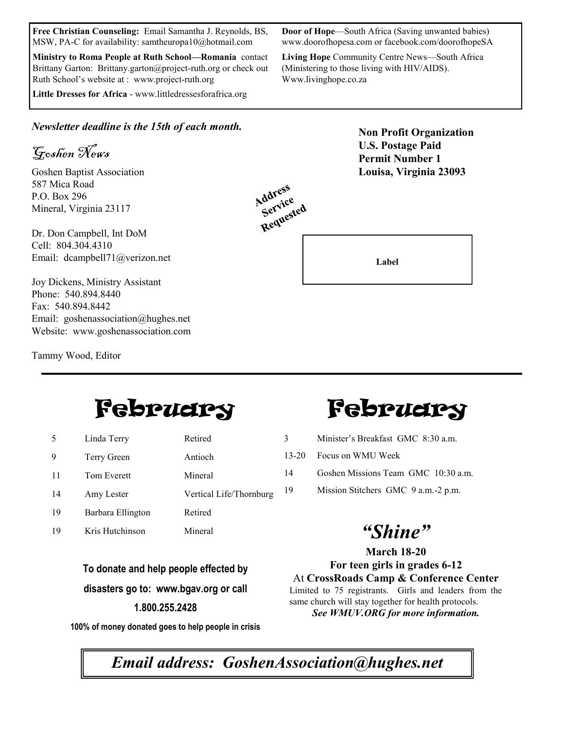**Free Christian Counseling:** Email Samantha J. Reynolds, BS, MSW, PA-C for availability: samtheuropa10@hotmail.com

**Ministry to Roma People at Ruth School—Romania** contact Brittany Garton: Brittany.garton@project-ruth.org or check out Ruth School's website at : www.project-ruth.org

**Little Dresses for Africa** - www.littledressesforafrica.org

**Door of Hope**—South Africa (Saving unwanted babies) www.doorofhopesa.com or facebook.com/doorofhopeSA

**Living Hope** Community Centre News—South Africa (Ministering to those living with HIV/AIDS). Www.livinghope.co.za

***Newsletter deadline is the 15th of each month.***

## Goshen News

Goshen Baptist Association
587 Mica Road
P.O. Box 296
Mineral, Virginia 23117

Dr. Don Campbell, Int DoM
Cell: 804.304.4310
Email: dcampbell71@verizon.net

Joy Dickens, Ministry Assistant
Phone: 540.894.8440
Fax: 540.894.8442
Email: goshenassociation@hughes.net
Website: www.goshenassociation.com

Tammy Wood, Editor

**Non Profit Organization**
**U.S. Postage Paid**
**Permit Number 1**
**Louisa, Virginia 23093**

**Address Service Requested**

**Label**

# February

| | | |
|---|---|---|
| 5 | Linda Terry | Retired |
| 9 | Terry Green | Antioch |
| 11 | Tom Everett | Mineral |
| 14 | Amy Lester | Vertical Life/Thornburg |
| 19 | Barbara Ellington | Retired |
| 19 | Kris Hutchinson | Mineral |

**To donate and help people effected by disasters go to: www.bgav.org or call 1.800.255.2428**

**100% of money donated goes to help people in crisis**

# February

| | |
|---|---|
| 3 | Minister's Breakfast GMC 8:30 a.m. |
| 13-20 | Focus on WMU Week |
| 14 | Goshen Missions Team GMC 10:30 a.m. |
| 19 | Mission Stitchers GMC 9 a.m.-2 p.m. |

## *"Shine"*

**March 18-20**
**For teen girls in grades 6-12**
At **CrossRoads Camp & Conference Center**

Limited to 75 registrants. Girls and leaders from the same church will stay together for health protocols.

***See WMUV.ORG for more information.***

## *Email address: GoshenAssociation@hughes.net*